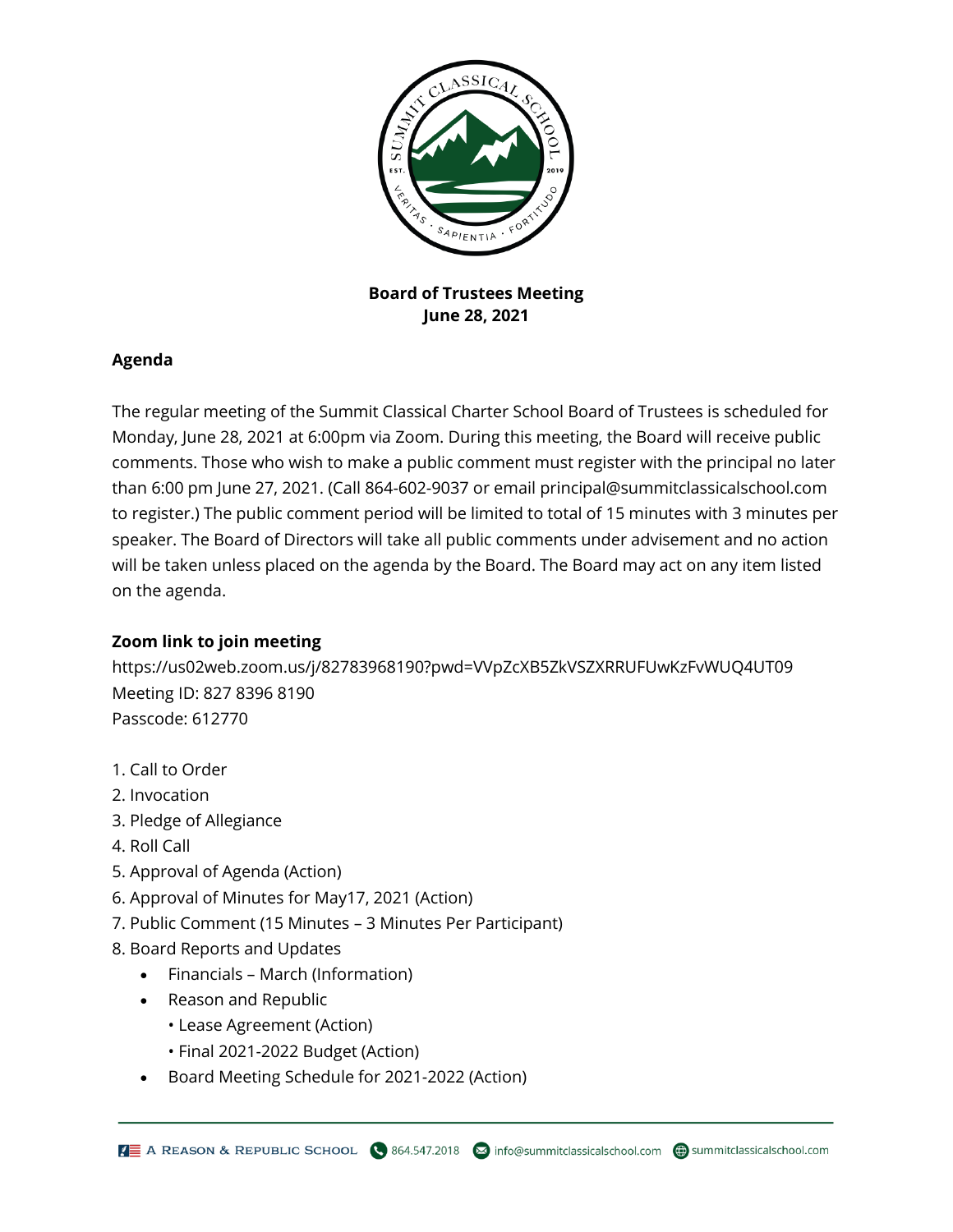**Board of Trustees Meeting**
**June 28, 2021**

## Agenda

The regular meeting of the Summit Classical Charter School Board of Trustees is scheduled for Monday, June 28, 2021 at 6:00pm via Zoom. During this meeting, the Board will receive public comments. Those who wish to make a public comment must register with the principal no later than 6:00 pm June 27, 2021. (Call 864-602-9037 or email principal@summitclassicalschool.com to register.) The public comment period will be limited to total of 15 minutes with 3 minutes per speaker. The Board of Directors will take all public comments under advisement and no action will be taken unless placed on the agenda by the Board. The Board may act on any item listed on the agenda.

**Zoom link to join meeting**

https://us02web.zoom.us/j/82783968190?pwd=VVpZcXB5ZkVSZXRRUFUwKzFvWUQ4UT09
Meeting ID: 827 8396 8190
Passcode: 612770

1. Call to Order
2. Invocation
3. Pledge of Allegiance
4. Roll Call
5. Approval of Agenda (Action)
6. Approval of Minutes for May17, 2021 (Action)
7. Public Comment (15 Minutes – 3 Minutes Per Participant)
8. Board Reports and Updates
   - Financials – March (Information)
   - Reason and Republic
     - Lease Agreement (Action)
     - Final 2021-2022 Budget (Action)
   - Board Meeting Schedule for 2021-2022 (Action)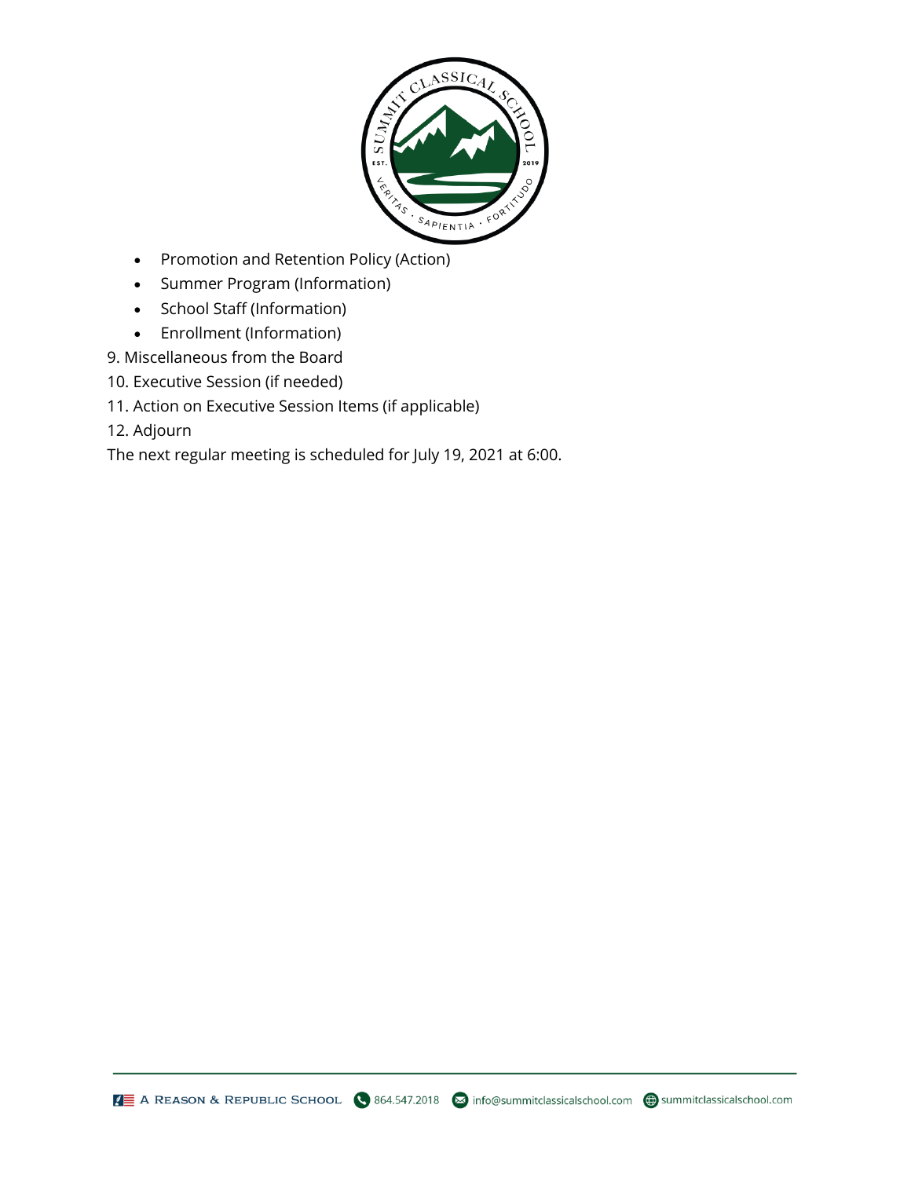- Promotion and Retention Policy (Action)
- Summer Program (Information)
- School Staff (Information)
- Enrollment (Information)

9. Miscellaneous from the Board
10. Executive Session (if needed)
11. Action on Executive Session Items (if applicable)
12. Adjourn

The next regular meeting is scheduled for July 19, 2021 at 6:00.